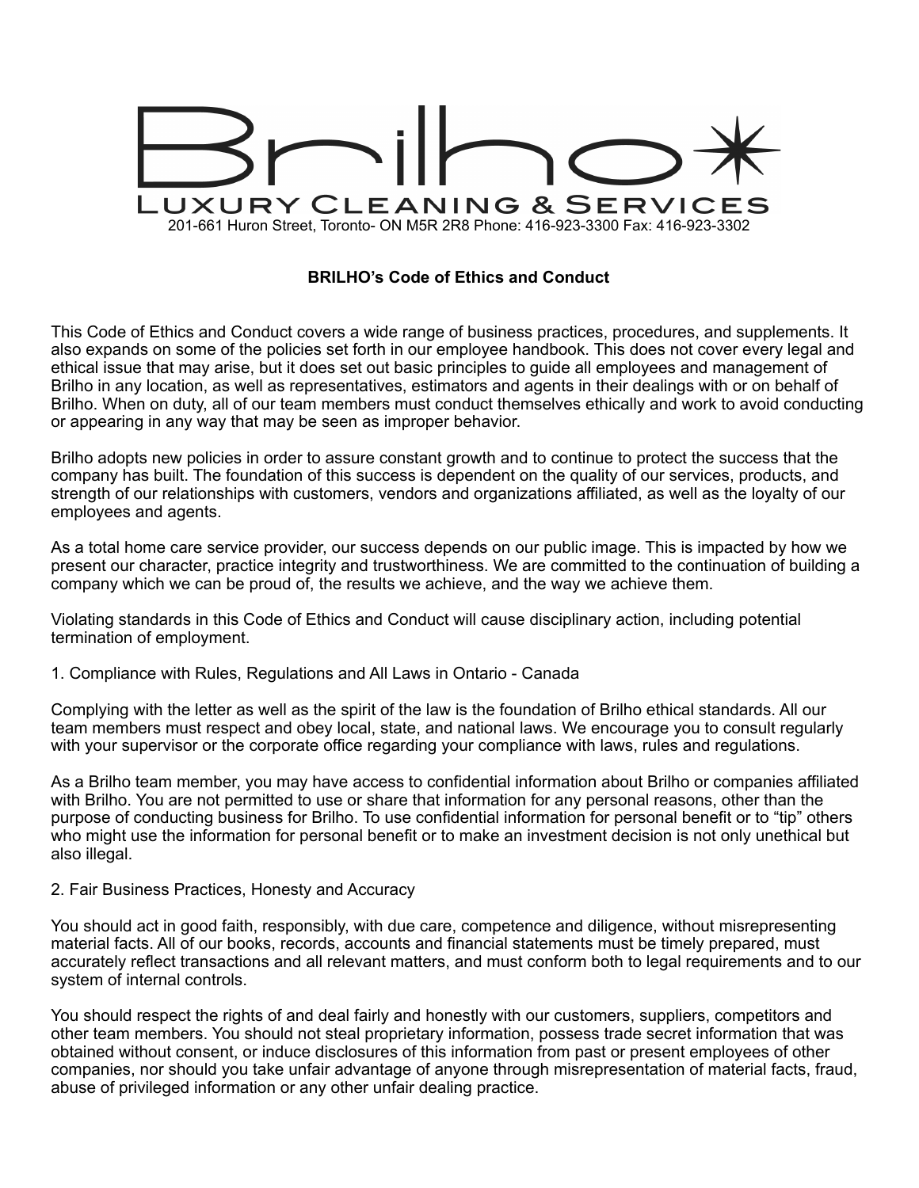# Brilho

**Luxury Cleaning & Services**

201-661 Huron Street, Toronto- ON M5R 2R8 Phone: 416-923-3300 Fax: 416-923-3302

## BRILHO's Code of Ethics and Conduct

This Code of Ethics and Conduct covers a wide range of business practices, procedures, and supplements. It also expands on some of the policies set forth in our employee handbook. This does not cover every legal and ethical issue that may arise, but it does set out basic principles to guide all employees and management of Brilho in any location, as well as representatives, estimators and agents in their dealings with or on behalf of Brilho. When on duty, all of our team members must conduct themselves ethically and work to avoid conducting or appearing in any way that may be seen as improper behavior.

Brilho adopts new policies in order to assure constant growth and to continue to protect the success that the company has built. The foundation of this success is dependent on the quality of our services, products, and strength of our relationships with customers, vendors and organizations affiliated, as well as the loyalty of our employees and agents.

As a total home care service provider, our success depends on our public image. This is impacted by how we present our character, practice integrity and trustworthiness. We are committed to the continuation of building a company which we can be proud of, the results we achieve, and the way we achieve them.

Violating standards in this Code of Ethics and Conduct will cause disciplinary action, including potential termination of employment.

### 1. Compliance with Rules, Regulations and All Laws in Ontario - Canada

Complying with the letter as well as the spirit of the law is the foundation of Brilho ethical standards. All our team members must respect and obey local, state, and national laws. We encourage you to consult regularly with your supervisor or the corporate office regarding your compliance with laws, rules and regulations.

As a Brilho team member, you may have access to confidential information about Brilho or companies affiliated with Brilho. You are not permitted to use or share that information for any personal reasons, other than the purpose of conducting business for Brilho. To use confidential information for personal benefit or to "tip" others who might use the information for personal benefit or to make an investment decision is not only unethical but also illegal.

### 2. Fair Business Practices, Honesty and Accuracy

You should act in good faith, responsibly, with due care, competence and diligence, without misrepresenting material facts. All of our books, records, accounts and financial statements must be timely prepared, must accurately reflect transactions and all relevant matters, and must conform both to legal requirements and to our system of internal controls.

You should respect the rights of and deal fairly and honestly with our customers, suppliers, competitors and other team members. You should not steal proprietary information, possess trade secret information that was obtained without consent, or induce disclosures of this information from past or present employees of other companies, nor should you take unfair advantage of anyone through misrepresentation of material facts, fraud, abuse of privileged information or any other unfair dealing practice.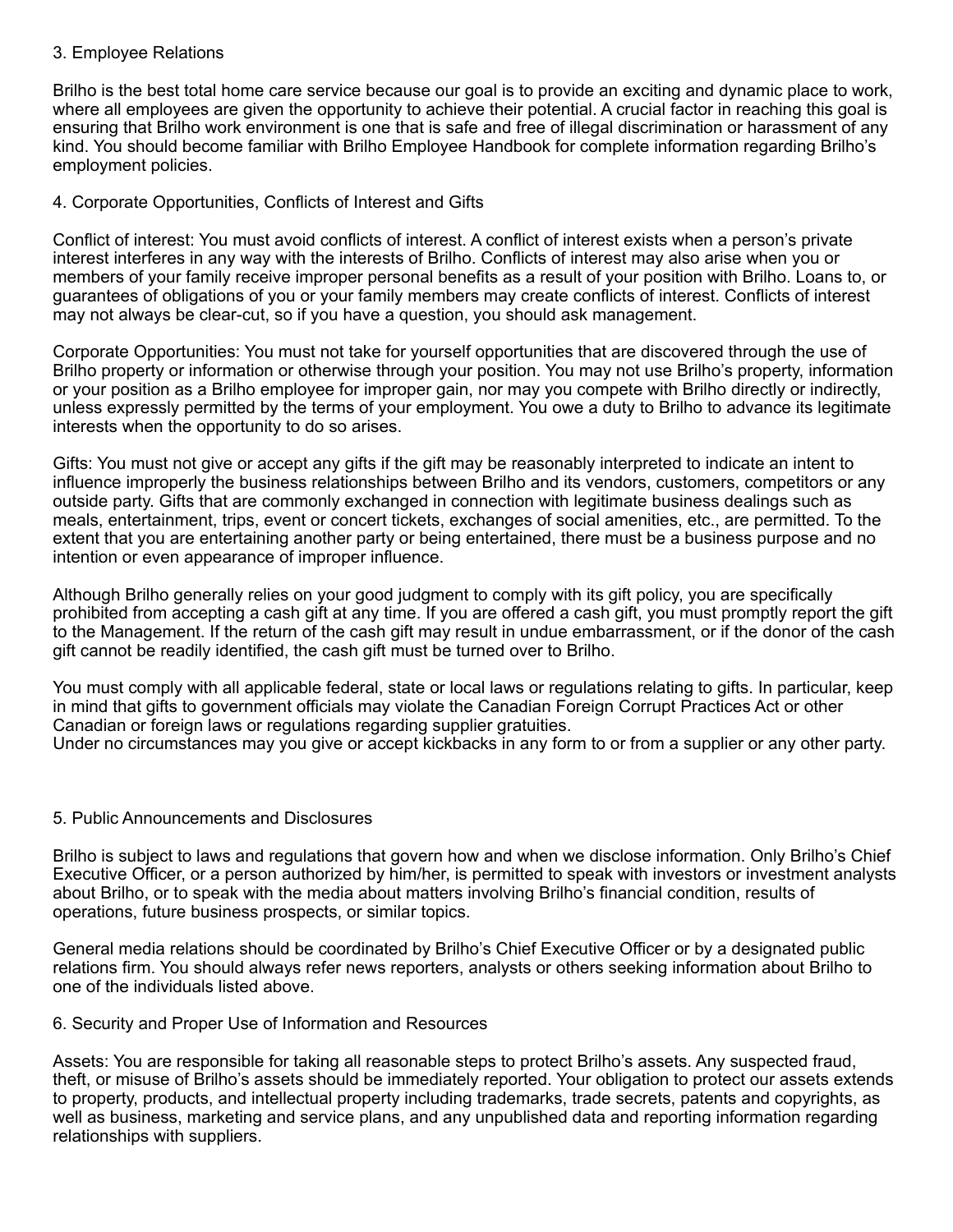## 3. Employee Relations

Brilho is the best total home care service because our goal is to provide an exciting and dynamic place to work, where all employees are given the opportunity to achieve their potential. A crucial factor in reaching this goal is ensuring that Brilho work environment is one that is safe and free of illegal discrimination or harassment of any kind. You should become familiar with Brilho Employee Handbook for complete information regarding Brilho's employment policies.

## 4. Corporate Opportunities, Conflicts of Interest and Gifts

Conflict of interest: You must avoid conflicts of interest. A conflict of interest exists when a person's private interest interferes in any way with the interests of Brilho. Conflicts of interest may also arise when you or members of your family receive improper personal benefits as a result of your position with Brilho. Loans to, or guarantees of obligations of you or your family members may create conflicts of interest. Conflicts of interest may not always be clear-cut, so if you have a question, you should ask management.

Corporate Opportunities: You must not take for yourself opportunities that are discovered through the use of Brilho property or information or otherwise through your position. You may not use Brilho's property, information or your position as a Brilho employee for improper gain, nor may you compete with Brilho directly or indirectly, unless expressly permitted by the terms of your employment. You owe a duty to Brilho to advance its legitimate interests when the opportunity to do so arises.

Gifts: You must not give or accept any gifts if the gift may be reasonably interpreted to indicate an intent to influence improperly the business relationships between Brilho and its vendors, customers, competitors or any outside party. Gifts that are commonly exchanged in connection with legitimate business dealings such as meals, entertainment, trips, event or concert tickets, exchanges of social amenities, etc., are permitted. To the extent that you are entertaining another party or being entertained, there must be a business purpose and no intention or even appearance of improper influence.

Although Brilho generally relies on your good judgment to comply with its gift policy, you are specifically prohibited from accepting a cash gift at any time. If you are offered a cash gift, you must promptly report the gift to the Management. If the return of the cash gift may result in undue embarrassment, or if the donor of the cash gift cannot be readily identified, the cash gift must be turned over to Brilho.

You must comply with all applicable federal, state or local laws or regulations relating to gifts. In particular, keep in mind that gifts to government officials may violate the Canadian Foreign Corrupt Practices Act or other Canadian or foreign laws or regulations regarding supplier gratuities.
Under no circumstances may you give or accept kickbacks in any form to or from a supplier or any other party.

## 5. Public Announcements and Disclosures

Brilho is subject to laws and regulations that govern how and when we disclose information. Only Brilho's Chief Executive Officer, or a person authorized by him/her, is permitted to speak with investors or investment analysts about Brilho, or to speak with the media about matters involving Brilho's financial condition, results of operations, future business prospects, or similar topics.

General media relations should be coordinated by Brilho's Chief Executive Officer or by a designated public relations firm. You should always refer news reporters, analysts or others seeking information about Brilho to one of the individuals listed above.

## 6. Security and Proper Use of Information and Resources

Assets: You are responsible for taking all reasonable steps to protect Brilho's assets. Any suspected fraud, theft, or misuse of Brilho's assets should be immediately reported. Your obligation to protect our assets extends to property, products, and intellectual property including trademarks, trade secrets, patents and copyrights, as well as business, marketing and service plans, and any unpublished data and reporting information regarding relationships with suppliers.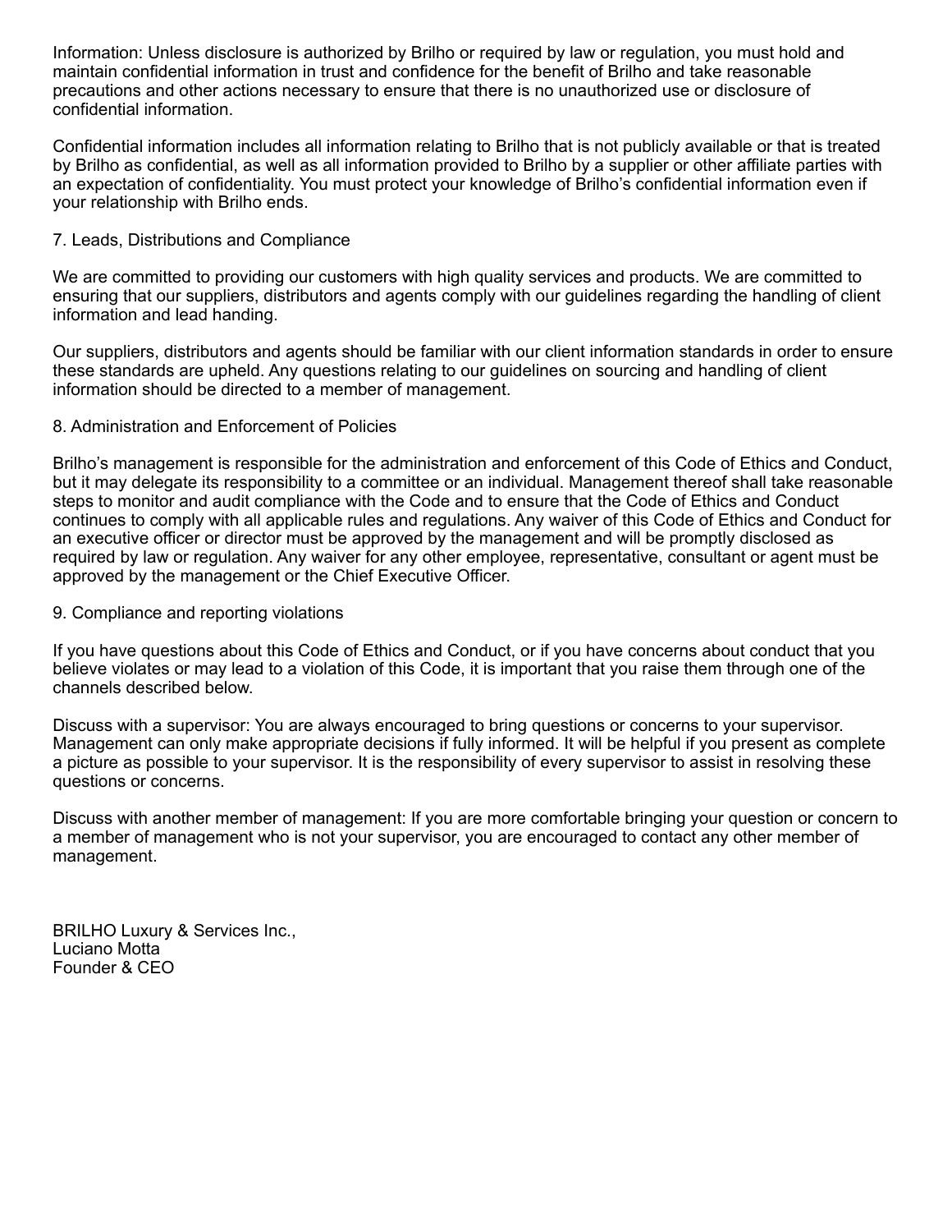Information: Unless disclosure is authorized by Brilho or required by law or regulation, you must hold and maintain confidential information in trust and confidence for the benefit of Brilho and take reasonable precautions and other actions necessary to ensure that there is no unauthorized use or disclosure of confidential information.

Confidential information includes all information relating to Brilho that is not publicly available or that is treated by Brilho as confidential, as well as all information provided to Brilho by a supplier or other affiliate parties with an expectation of confidentiality. You must protect your knowledge of Brilho's confidential information even if your relationship with Brilho ends.

## 7. Leads, Distributions and Compliance

We are committed to providing our customers with high quality services and products. We are committed to ensuring that our suppliers, distributors and agents comply with our guidelines regarding the handling of client information and lead handing.

Our suppliers, distributors and agents should be familiar with our client information standards in order to ensure these standards are upheld. Any questions relating to our guidelines on sourcing and handling of client information should be directed to a member of management.

## 8. Administration and Enforcement of Policies

Brilho's management is responsible for the administration and enforcement of this Code of Ethics and Conduct, but it may delegate its responsibility to a committee or an individual. Management thereof shall take reasonable steps to monitor and audit compliance with the Code and to ensure that the Code of Ethics and Conduct continues to comply with all applicable rules and regulations. Any waiver of this Code of Ethics and Conduct for an executive officer or director must be approved by the management and will be promptly disclosed as required by law or regulation. Any waiver for any other employee, representative, consultant or agent must be approved by the management or the Chief Executive Officer.

## 9. Compliance and reporting violations

If you have questions about this Code of Ethics and Conduct, or if you have concerns about conduct that you believe violates or may lead to a violation of this Code, it is important that you raise them through one of the channels described below.

Discuss with a supervisor: You are always encouraged to bring questions or concerns to your supervisor. Management can only make appropriate decisions if fully informed. It will be helpful if you present as complete a picture as possible to your supervisor. It is the responsibility of every supervisor to assist in resolving these questions or concerns.

Discuss with another member of management: If you are more comfortable bringing your question or concern to a member of management who is not your supervisor, you are encouraged to contact any other member of management.

BRILHO Luxury & Services Inc.,  
Luciano Motta  
Founder & CEO